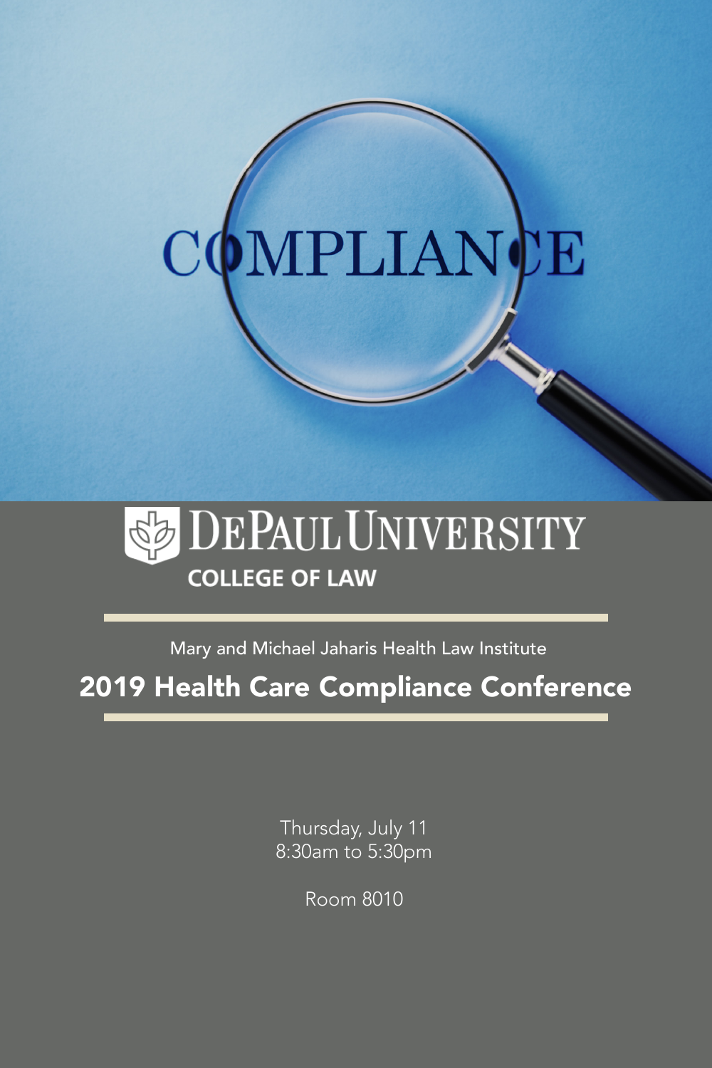COMPLIANCE

DePaul University

COLLEGE OF LAW

Mary and Michael Jaharis Health Law Institute

# 2019 Health Care Compliance Conference

Thursday, July 11
8:30am to 5:30pm

Room 8010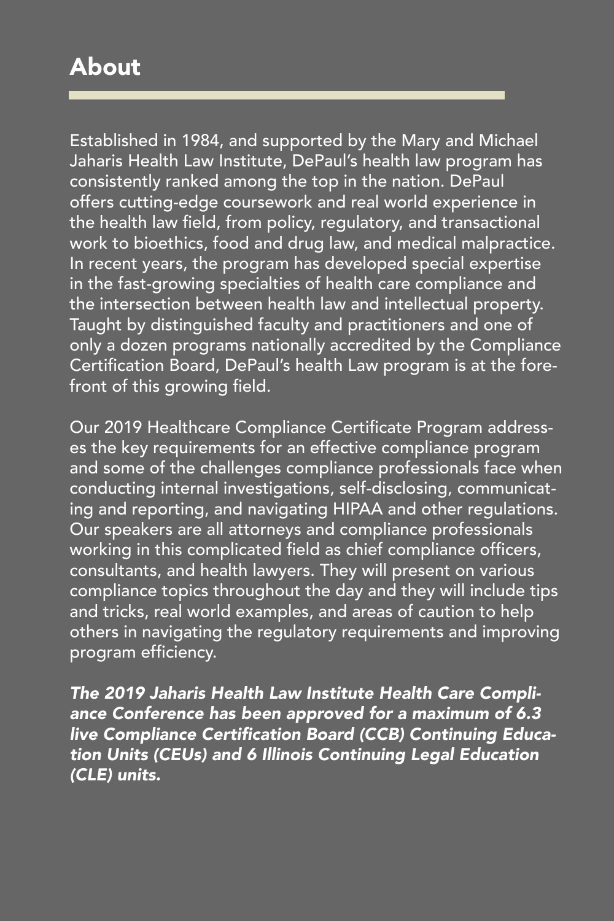## About

Established in 1984, and supported by the Mary and Michael Jaharis Health Law Institute, DePaul's health law program has consistently ranked among the top in the nation. DePaul offers cutting-edge coursework and real world experience in the health law field, from policy, regulatory, and transactional work to bioethics, food and drug law, and medical malpractice. In recent years, the program has developed special expertise in the fast-growing specialties of health care compliance and the intersection between health law and intellectual property. Taught by distinguished faculty and practitioners and one of only a dozen programs nationally accredited by the Compliance Certification Board, DePaul's health Law program is at the forefront of this growing field.

Our 2019 Healthcare Compliance Certificate Program addresses the key requirements for an effective compliance program and some of the challenges compliance professionals face when conducting internal investigations, self-disclosing, communicating and reporting, and navigating HIPAA and other regulations. Our speakers are all attorneys and compliance professionals working in this complicated field as chief compliance officers, consultants, and health lawyers. They will present on various compliance topics throughout the day and they will include tips and tricks, real world examples, and areas of caution to help others in navigating the regulatory requirements and improving program efficiency.

***The 2019 Jaharis Health Law Institute Health Care Compliance Conference has been approved for a maximum of 6.3 live Compliance Certification Board (CCB) Continuing Education Units (CEUs) and 6 Illinois Continuing Legal Education (CLE) units.***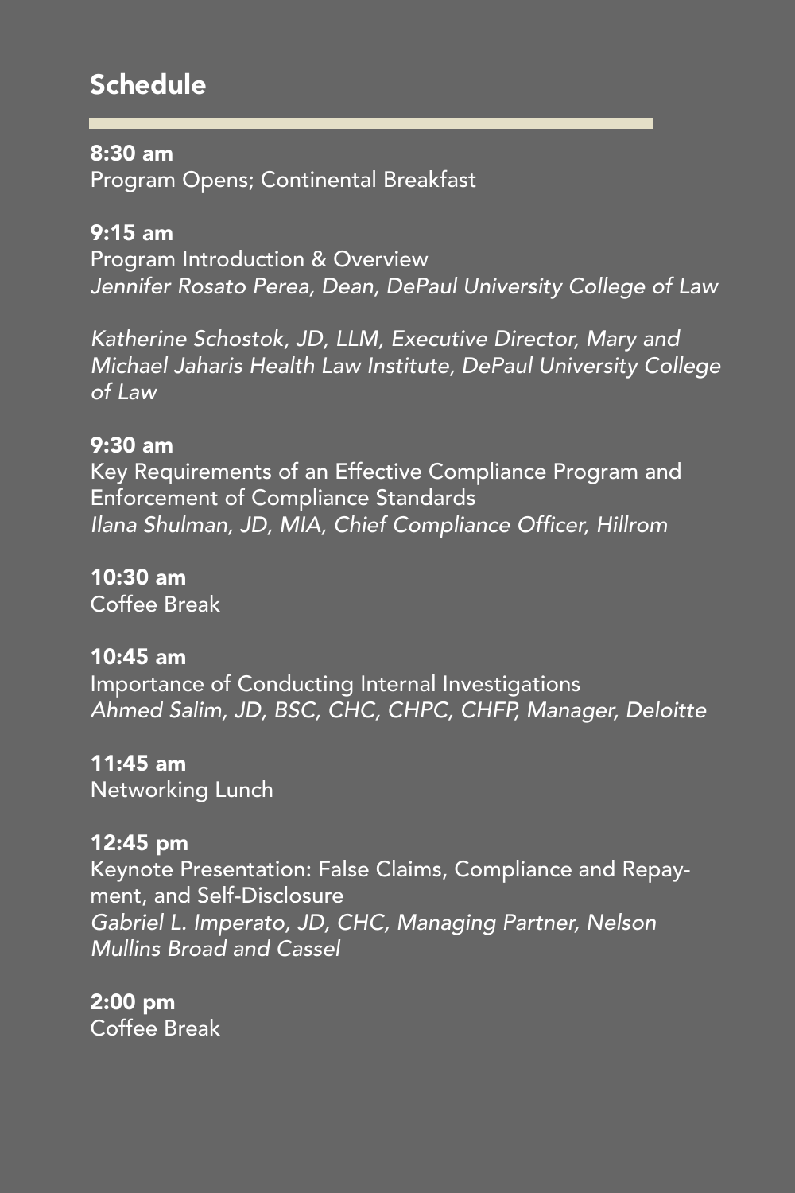## Schedule

**8:30 am**
Program Opens; Continental Breakfast

**9:15 am**
Program Introduction & Overview
*Jennifer Rosato Perea, Dean, DePaul University College of Law*

*Katherine Schostok, JD, LLM, Executive Director, Mary and Michael Jaharis Health Law Institute, DePaul University College of Law*

**9:30 am**
Key Requirements of an Effective Compliance Program and Enforcement of Compliance Standards
*Ilana Shulman, JD, MIA, Chief Compliance Officer, Hillrom*

**10:30 am**
Coffee Break

**10:45 am**
Importance of Conducting Internal Investigations
*Ahmed Salim, JD, BSC, CHC, CHPC, CHFP, Manager, Deloitte*

**11:45 am**
Networking Lunch

**12:45 pm**
Keynote Presentation: False Claims, Compliance and Repayment, and Self-Disclosure
*Gabriel L. Imperato, JD, CHC, Managing Partner, Nelson Mullins Broad and Cassel*

**2:00 pm**
Coffee Break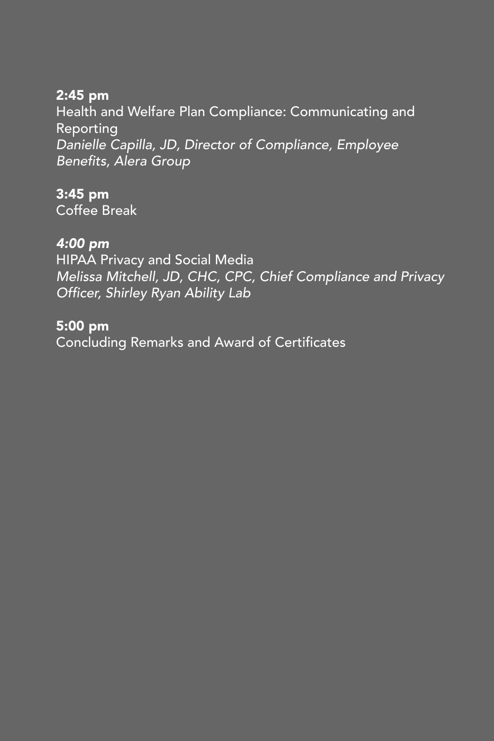**2:45 pm**
Health and Welfare Plan Compliance: Communicating and Reporting
*Danielle Capilla, JD, Director of Compliance, Employee Benefits, Alera Group*

**3:45 pm**
Coffee Break

***4:00 pm***
HIPAA Privacy and Social Media
*Melissa Mitchell, JD, CHC, CPC, Chief Compliance and Privacy Officer, Shirley Ryan Ability Lab*

**5:00 pm**
Concluding Remarks and Award of Certificates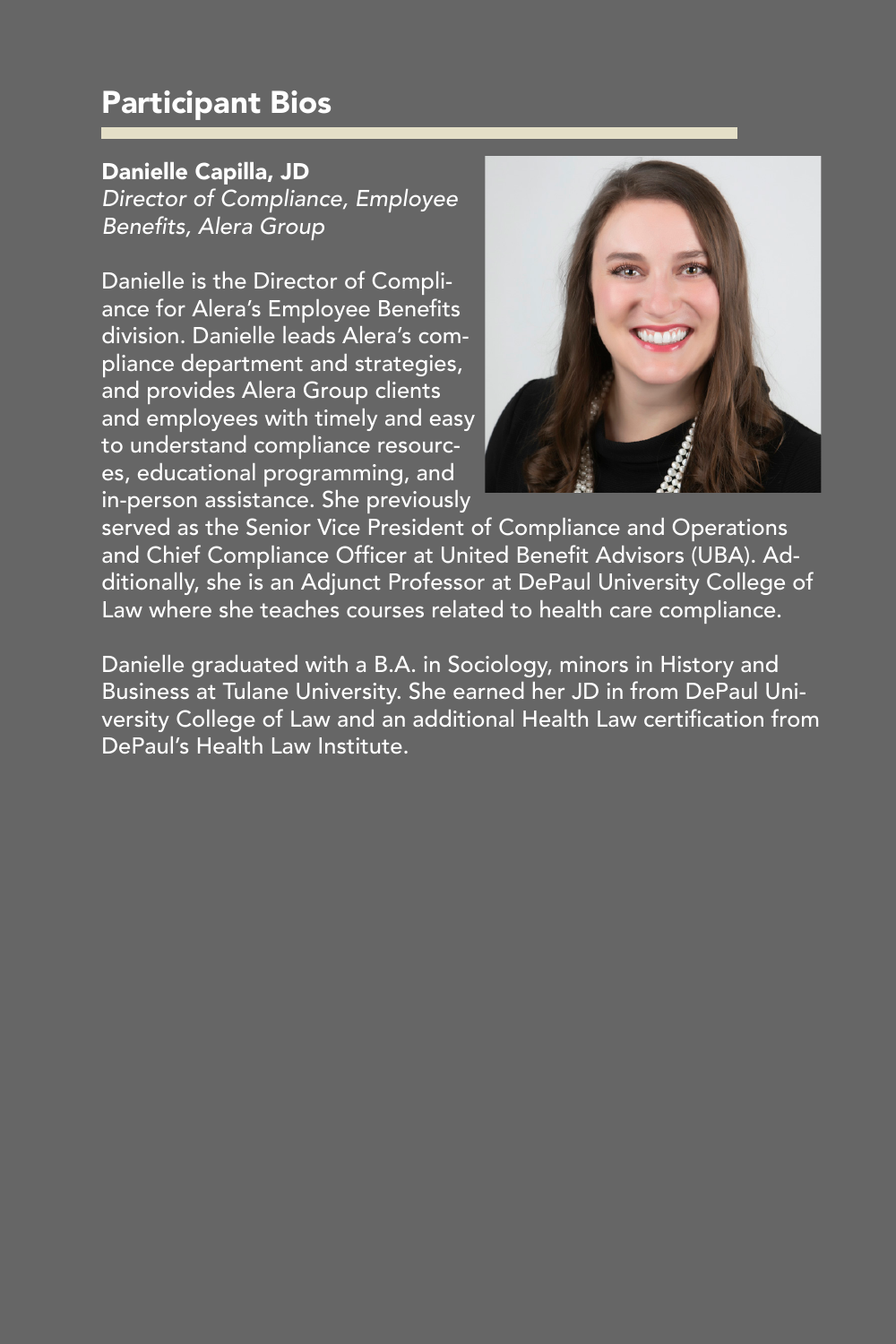# Participant Bios

**Danielle Capilla, JD**
*Director of Compliance, Employee Benefits, Alera Group*

Danielle is the Director of Compliance for Alera's Employee Benefits division. Danielle leads Alera's compliance department and strategies, and provides Alera Group clients and employees with timely and easy to understand compliance resources, educational programming, and in-person assistance. She previously served as the Senior Vice President of Compliance and Operations and Chief Compliance Officer at United Benefit Advisors (UBA). Additionally, she is an Adjunct Professor at DePaul University College of Law where she teaches courses related to health care compliance.

Danielle graduated with a B.A. in Sociology, minors in History and Business at Tulane University. She earned her JD in from DePaul University College of Law and an additional Health Law certification from DePaul's Health Law Institute.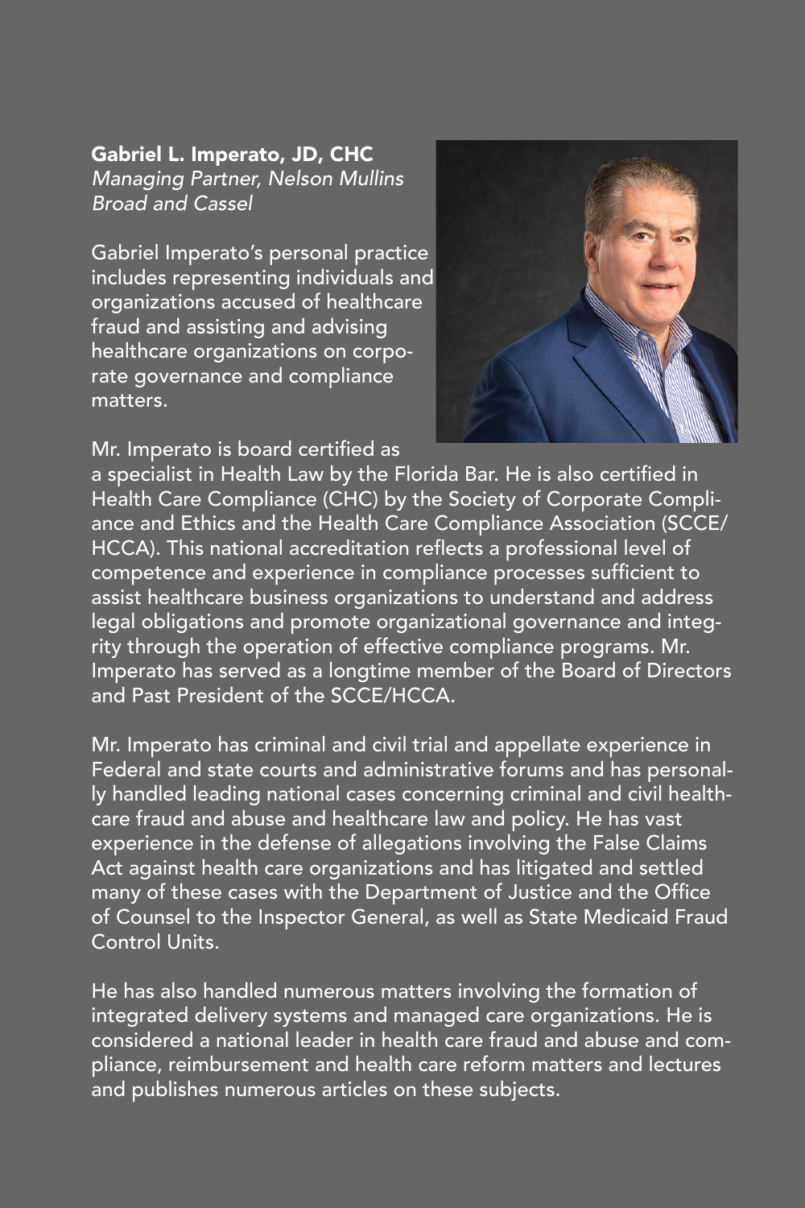**Gabriel L. Imperato, JD, CHC**
*Managing Partner, Nelson Mullins Broad and Cassel*

Gabriel Imperato's personal practice includes representing individuals and organizations accused of healthcare fraud and assisting and advising healthcare organizations on corporate governance and compliance matters.

Mr. Imperato is board certified as a specialist in Health Law by the Florida Bar. He is also certified in Health Care Compliance (CHC) by the Society of Corporate Compliance and Ethics and the Health Care Compliance Association (SCCE/HCCA). This national accreditation reflects a professional level of competence and experience in compliance processes sufficient to assist healthcare business organizations to understand and address legal obligations and promote organizational governance and integrity through the operation of effective compliance programs. Mr. Imperato has served as a longtime member of the Board of Directors and Past President of the SCCE/HCCA.

Mr. Imperato has criminal and civil trial and appellate experience in Federal and state courts and administrative forums and has personally handled leading national cases concerning criminal and civil healthcare fraud and abuse and healthcare law and policy. He has vast experience in the defense of allegations involving the False Claims Act against health care organizations and has litigated and settled many of these cases with the Department of Justice and the Office of Counsel to the Inspector General, as well as State Medicaid Fraud Control Units.

He has also handled numerous matters involving the formation of integrated delivery systems and managed care organizations. He is considered a national leader in health care fraud and abuse and compliance, reimbursement and health care reform matters and lectures and publishes numerous articles on these subjects.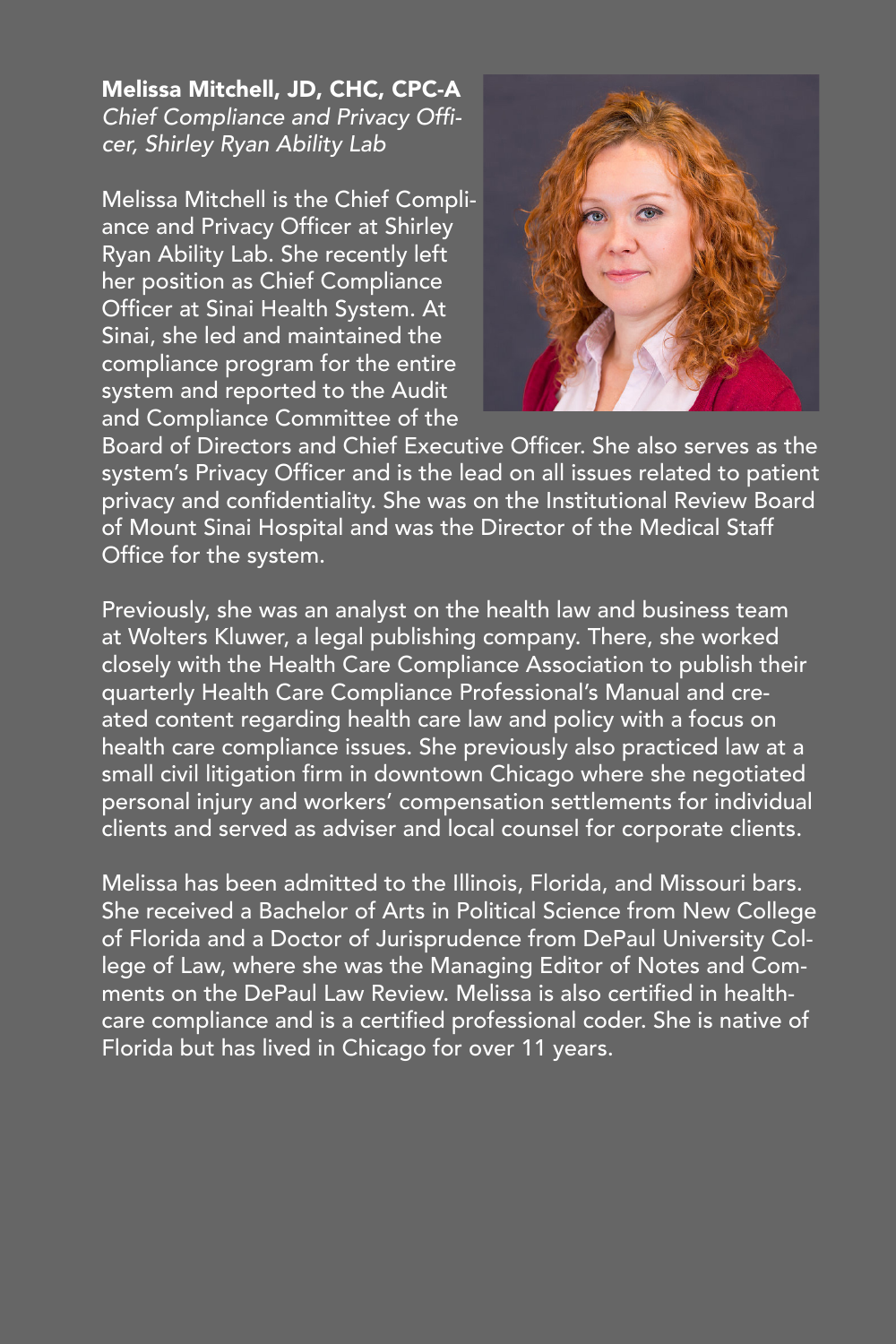**Melissa Mitchell, JD, CHC, CPC-A**
*Chief Compliance and Privacy Officer, Shirley Ryan Ability Lab*

Melissa Mitchell is the Chief Compliance and Privacy Officer at Shirley Ryan Ability Lab. She recently left her position as Chief Compliance Officer at Sinai Health System. At Sinai, she led and maintained the compliance program for the entire system and reported to the Audit and Compliance Committee of the Board of Directors and Chief Executive Officer. She also serves as the system's Privacy Officer and is the lead on all issues related to patient privacy and confidentiality. She was on the Institutional Review Board of Mount Sinai Hospital and was the Director of the Medical Staff Office for the system.

Previously, she was an analyst on the health law and business team at Wolters Kluwer, a legal publishing company. There, she worked closely with the Health Care Compliance Association to publish their quarterly Health Care Compliance Professional's Manual and created content regarding health care law and policy with a focus on health care compliance issues. She previously also practiced law at a small civil litigation firm in downtown Chicago where she negotiated personal injury and workers' compensation settlements for individual clients and served as adviser and local counsel for corporate clients.

Melissa has been admitted to the Illinois, Florida, and Missouri bars. She received a Bachelor of Arts in Political Science from New College of Florida and a Doctor of Jurisprudence from DePaul University College of Law, where she was the Managing Editor of Notes and Comments on the DePaul Law Review. Melissa is also certified in healthcare compliance and is a certified professional coder. She is native of Florida but has lived in Chicago for over 11 years.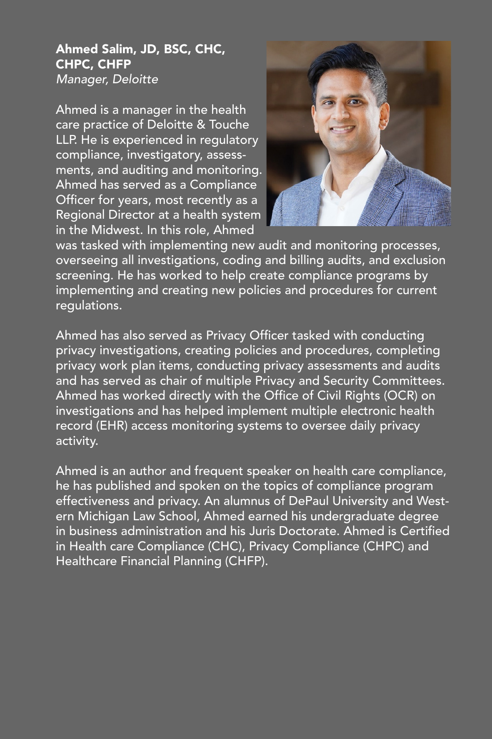**Ahmed Salim, JD, BSC, CHC, CHPC, CHFP**
*Manager, Deloitte*

Ahmed is a manager in the health care practice of Deloitte & Touche LLP. He is experienced in regulatory compliance, investigatory, assessments, and auditing and monitoring. Ahmed has served as a Compliance Officer for years, most recently as a Regional Director at a health system in the Midwest. In this role, Ahmed was tasked with implementing new audit and monitoring processes, overseeing all investigations, coding and billing audits, and exclusion screening. He has worked to help create compliance programs by implementing and creating new policies and procedures for current regulations.

Ahmed has also served as Privacy Officer tasked with conducting privacy investigations, creating policies and procedures, completing privacy work plan items, conducting privacy assessments and audits and has served as chair of multiple Privacy and Security Committees. Ahmed has worked directly with the Office of Civil Rights (OCR) on investigations and has helped implement multiple electronic health record (EHR) access monitoring systems to oversee daily privacy activity.

Ahmed is an author and frequent speaker on health care compliance, he has published and spoken on the topics of compliance program effectiveness and privacy. An alumnus of DePaul University and Western Michigan Law School, Ahmed earned his undergraduate degree in business administration and his Juris Doctorate. Ahmed is Certified in Health care Compliance (CHC), Privacy Compliance (CHPC) and Healthcare Financial Planning (CHFP).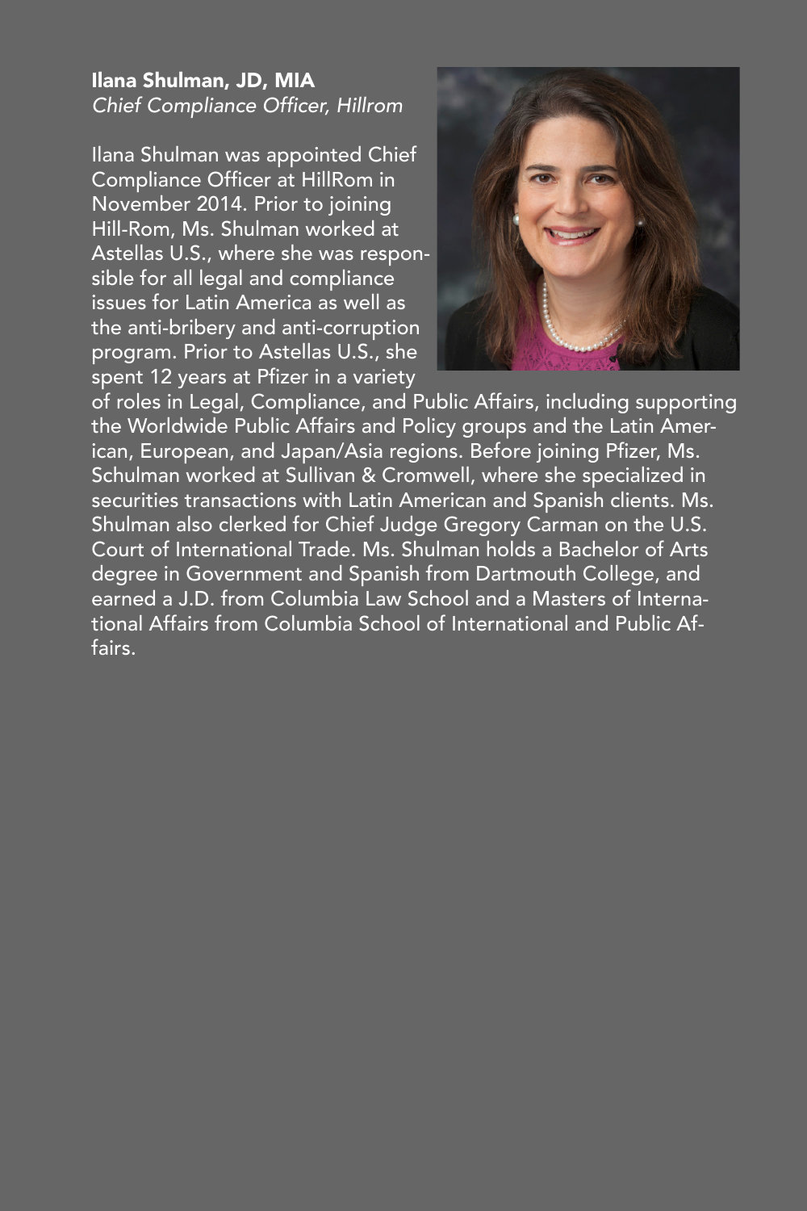**Ilana Shulman, JD, MIA**
*Chief Compliance Officer, Hillrom*

Ilana Shulman was appointed Chief Compliance Officer at HillRom in November 2014. Prior to joining Hill-Rom, Ms. Shulman worked at Astellas U.S., where she was responsible for all legal and compliance issues for Latin America as well as the anti-bribery and anti-corruption program. Prior to Astellas U.S., she spent 12 years at Pfizer in a variety of roles in Legal, Compliance, and Public Affairs, including supporting the Worldwide Public Affairs and Policy groups and the Latin American, European, and Japan/Asia regions. Before joining Pfizer, Ms. Schulman worked at Sullivan & Cromwell, where she specialized in securities transactions with Latin American and Spanish clients. Ms. Shulman also clerked for Chief Judge Gregory Carman on the U.S. Court of International Trade. Ms. Shulman holds a Bachelor of Arts degree in Government and Spanish from Dartmouth College, and earned a J.D. from Columbia Law School and a Masters of International Affairs from Columbia School of International and Public Affairs.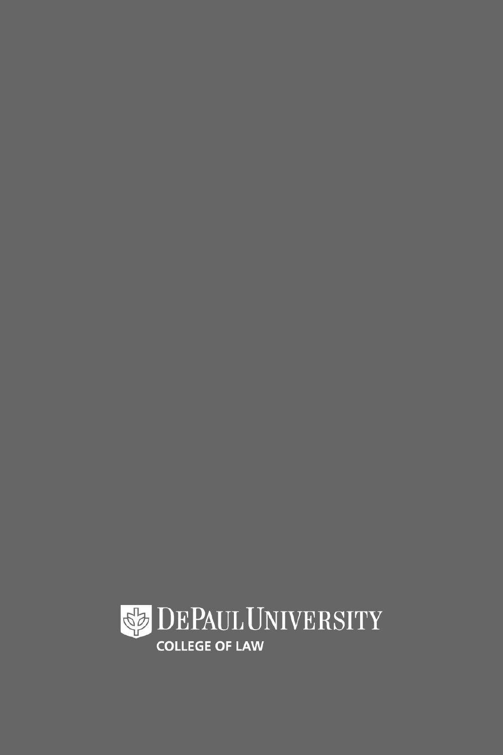DePaul University

COLLEGE OF LAW